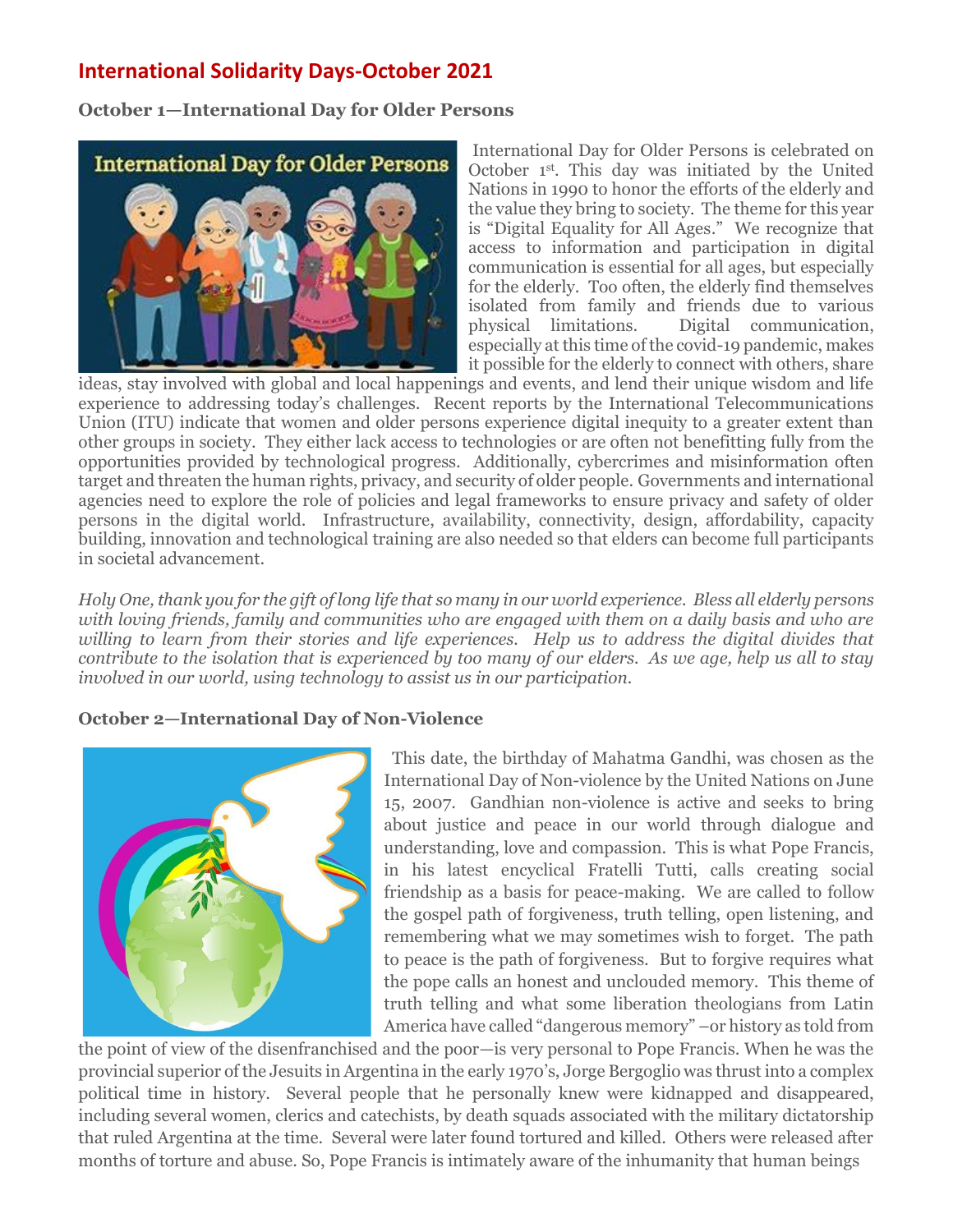# International Solidarity Days-October 2021

### October 1—International Day for Older Persons

International Day for Older Persons is celebrated on October 1st. This day was initiated by the United Nations in 1990 to honor the efforts of the elderly and the value they bring to society. The theme for this year is "Digital Equality for All Ages." We recognize that access to information and participation in digital communication is essential for all ages, but especially for the elderly. Too often, the elderly find themselves isolated from family and friends due to various physical limitations. Digital communication, especially at this time of the covid-19 pandemic, makes it possible for the elderly to connect with others, share ideas, stay involved with global and local happenings and events, and lend their unique wisdom and life experience to addressing today's challenges. Recent reports by the International Telecommunications Union (ITU) indicate that women and older persons experience digital inequity to a greater extent than other groups in society. They either lack access to technologies or are often not benefitting fully from the opportunities provided by technological progress. Additionally, cybercrimes and misinformation often target and threaten the human rights, privacy, and security of older people. Governments and international agencies need to explore the role of policies and legal frameworks to ensure privacy and safety of older persons in the digital world. Infrastructure, availability, connectivity, design, affordability, capacity building, innovation and technological training are also needed so that elders can become full participants in societal advancement.

*Holy One, thank you for the gift of long life that so many in our world experience. Bless all elderly persons with loving friends, family and communities who are engaged with them on a daily basis and who are willing to learn from their stories and life experiences. Help us to address the digital divides that contribute to the isolation that is experienced by too many of our elders. As we age, help us all to stay involved in our world, using technology to assist us in our participation.*

### October 2—International Day of Non-Violence

This date, the birthday of Mahatma Gandhi, was chosen as the International Day of Non-violence by the United Nations on June 15, 2007. Gandhian non-violence is active and seeks to bring about justice and peace in our world through dialogue and understanding, love and compassion. This is what Pope Francis, in his latest encyclical Fratelli Tutti, calls creating social friendship as a basis for peace-making. We are called to follow the gospel path of forgiveness, truth telling, open listening, and remembering what we may sometimes wish to forget. The path to peace is the path of forgiveness. But to forgive requires what the pope calls an honest and unclouded memory. This theme of truth telling and what some liberation theologians from Latin America have called "dangerous memory" –or history as told from the point of view of the disenfranchised and the poor—is very personal to Pope Francis. When he was the provincial superior of the Jesuits in Argentina in the early 1970's, Jorge Bergoglio was thrust into a complex political time in history. Several people that he personally knew were kidnapped and disappeared, including several women, clerics and catechists, by death squads associated with the military dictatorship that ruled Argentina at the time. Several were later found tortured and killed. Others were released after months of torture and abuse. So, Pope Francis is intimately aware of the inhumanity that human beings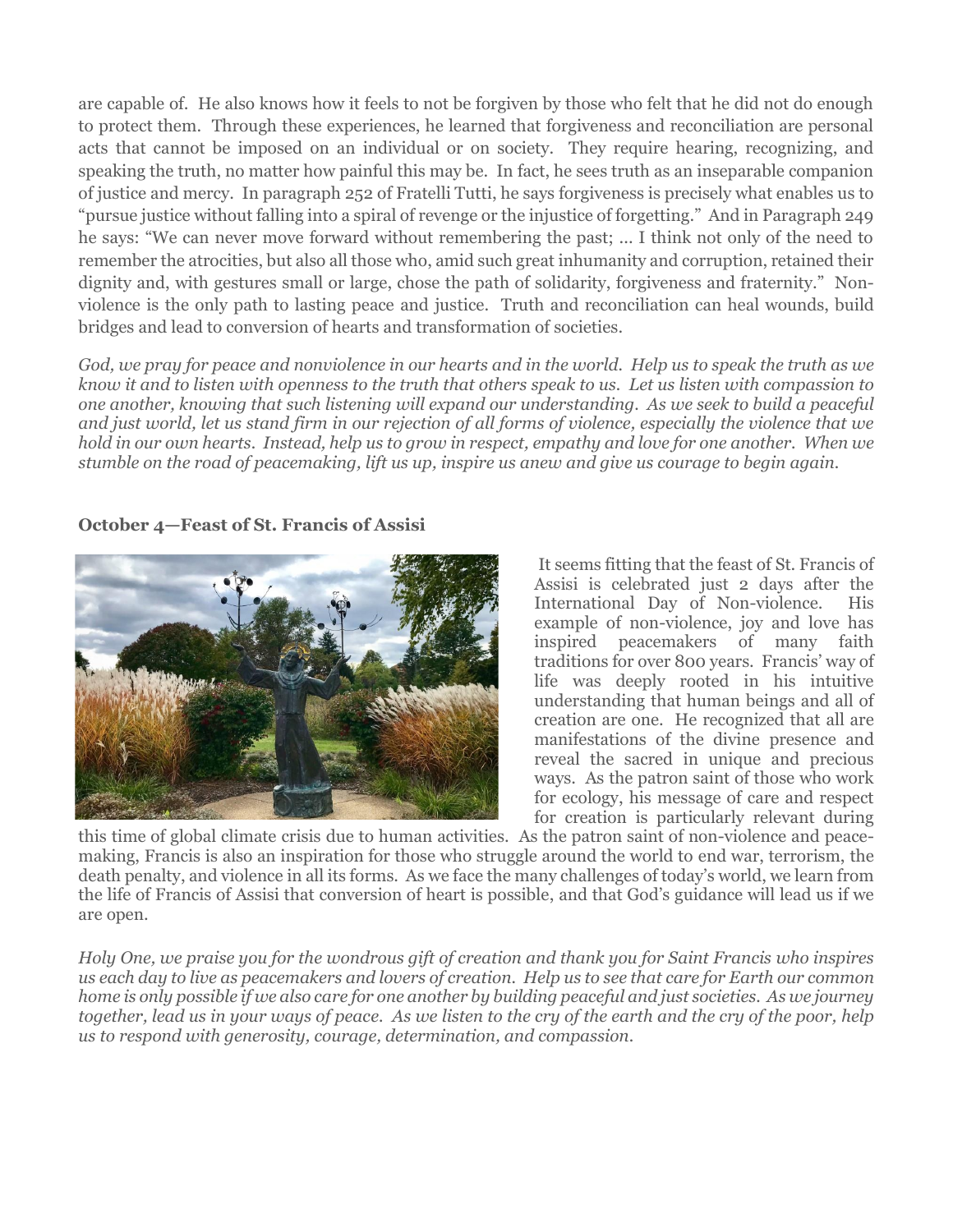are capable of. He also knows how it feels to not be forgiven by those who felt that he did not do enough to protect them. Through these experiences, he learned that forgiveness and reconciliation are personal acts that cannot be imposed on an individual or on society. They require hearing, recognizing, and speaking the truth, no matter how painful this may be. In fact, he sees truth as an inseparable companion of justice and mercy. In paragraph 252 of Fratelli Tutti, he says forgiveness is precisely what enables us to "pursue justice without falling into a spiral of revenge or the injustice of forgetting." And in Paragraph 249 he says: "We can never move forward without remembering the past; … I think not only of the need to remember the atrocities, but also all those who, amid such great inhumanity and corruption, retained their dignity and, with gestures small or large, chose the path of solidarity, forgiveness and fraternity." Non-violence is the only path to lasting peace and justice. Truth and reconciliation can heal wounds, build bridges and lead to conversion of hearts and transformation of societies.

*God, we pray for peace and nonviolence in our hearts and in the world. Help us to speak the truth as we know it and to listen with openness to the truth that others speak to us. Let us listen with compassion to one another, knowing that such listening will expand our understanding. As we seek to build a peaceful and just world, let us stand firm in our rejection of all forms of violence, especially the violence that we hold in our own hearts. Instead, help us to grow in respect, empathy and love for one another. When we stumble on the road of peacemaking, lift us up, inspire us anew and give us courage to begin again.*

**October 4—Feast of St. Francis of Assisi**

It seems fitting that the feast of St. Francis of Assisi is celebrated just 2 days after the International Day of Non-violence. His example of non-violence, joy and love has inspired peacemakers of many faith traditions for over 800 years. Francis' way of life was deeply rooted in his intuitive understanding that human beings and all of creation are one. He recognized that all are manifestations of the divine presence and reveal the sacred in unique and precious ways. As the patron saint of those who work for ecology, his message of care and respect for creation is particularly relevant during this time of global climate crisis due to human activities. As the patron saint of non-violence and peace-making, Francis is also an inspiration for those who struggle around the world to end war, terrorism, the death penalty, and violence in all its forms. As we face the many challenges of today's world, we learn from the life of Francis of Assisi that conversion of heart is possible, and that God's guidance will lead us if we are open.

*Holy One, we praise you for the wondrous gift of creation and thank you for Saint Francis who inspires us each day to live as peacemakers and lovers of creation. Help us to see that care for Earth our common home is only possible if we also care for one another by building peaceful and just societies. As we journey together, lead us in your ways of peace. As we listen to the cry of the earth and the cry of the poor, help us to respond with generosity, courage, determination, and compassion.*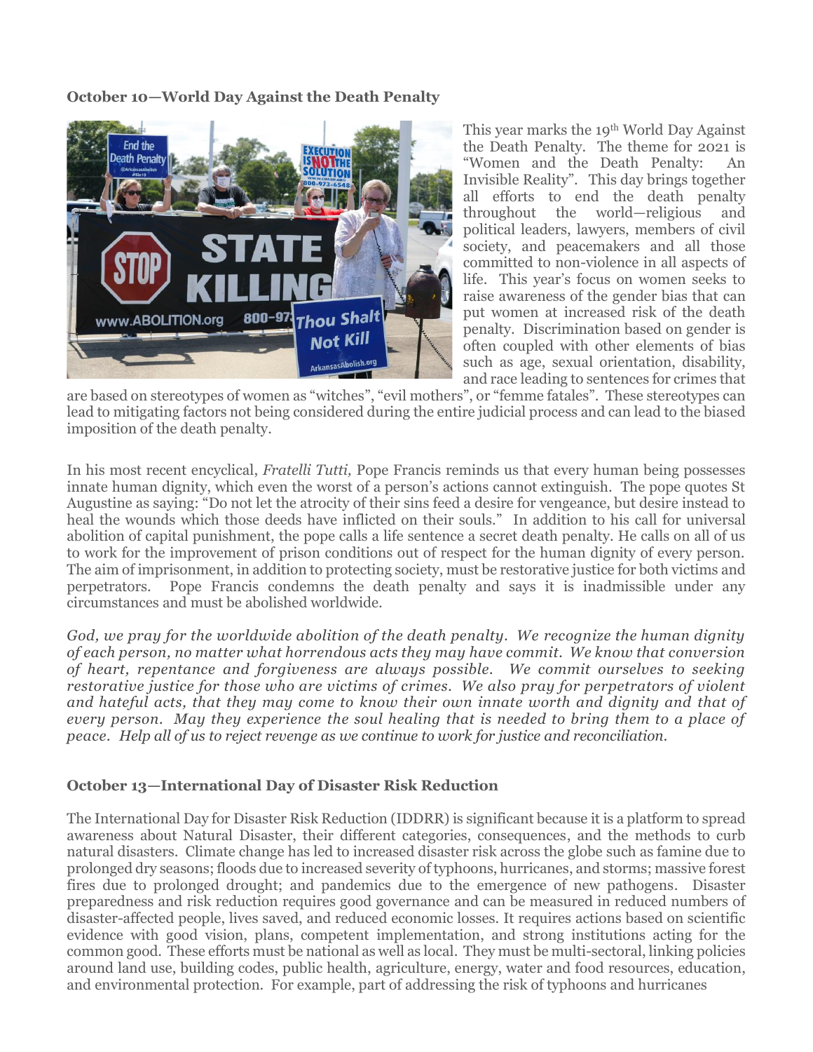**October 10—World Day Against the Death Penalty**

This year marks the 19th World Day Against the Death Penalty. The theme for 2021 is "Women and the Death Penalty: An Invisible Reality". This day brings together all efforts to end the death penalty throughout the world—religious and political leaders, lawyers, members of civil society, and peacemakers and all those committed to non-violence in all aspects of life. This year's focus on women seeks to raise awareness of the gender bias that can put women at increased risk of the death penalty. Discrimination based on gender is often coupled with other elements of bias such as age, sexual orientation, disability, and race leading to sentences for crimes that are based on stereotypes of women as "witches", "evil mothers", or "femme fatales". These stereotypes can lead to mitigating factors not being considered during the entire judicial process and can lead to the biased imposition of the death penalty.

In his most recent encyclical, *Fratelli Tutti,* Pope Francis reminds us that every human being possesses innate human dignity, which even the worst of a person's actions cannot extinguish. The pope quotes St Augustine as saying: "Do not let the atrocity of their sins feed a desire for vengeance, but desire instead to heal the wounds which those deeds have inflicted on their souls." In addition to his call for universal abolition of capital punishment, the pope calls a life sentence a secret death penalty. He calls on all of us to work for the improvement of prison conditions out of respect for the human dignity of every person. The aim of imprisonment, in addition to protecting society, must be restorative justice for both victims and perpetrators. Pope Francis condemns the death penalty and says it is inadmissible under any circumstances and must be abolished worldwide.

*God, we pray for the worldwide abolition of the death penalty. We recognize the human dignity of each person, no matter what horrendous acts they may have commit. We know that conversion of heart, repentance and forgiveness are always possible. We commit ourselves to seeking restorative justice for those who are victims of crimes. We also pray for perpetrators of violent and hateful acts, that they may come to know their own innate worth and dignity and that of every person. May they experience the soul healing that is needed to bring them to a place of peace. Help all of us to reject revenge as we continue to work for justice and reconciliation.*

**October 13—International Day of Disaster Risk Reduction**

The International Day for Disaster Risk Reduction (IDDRR) is significant because it is a platform to spread awareness about Natural Disaster, their different categories, consequences, and the methods to curb natural disasters. Climate change has led to increased disaster risk across the globe such as famine due to prolonged dry seasons; floods due to increased severity of typhoons, hurricanes, and storms; massive forest fires due to prolonged drought; and pandemics due to the emergence of new pathogens. Disaster preparedness and risk reduction requires good governance and can be measured in reduced numbers of disaster-affected people, lives saved, and reduced economic losses. It requires actions based on scientific evidence with good vision, plans, competent implementation, and strong institutions acting for the common good. These efforts must be national as well as local. They must be multi-sectoral, linking policies around land use, building codes, public health, agriculture, energy, water and food resources, education, and environmental protection. For example, part of addressing the risk of typhoons and hurricanes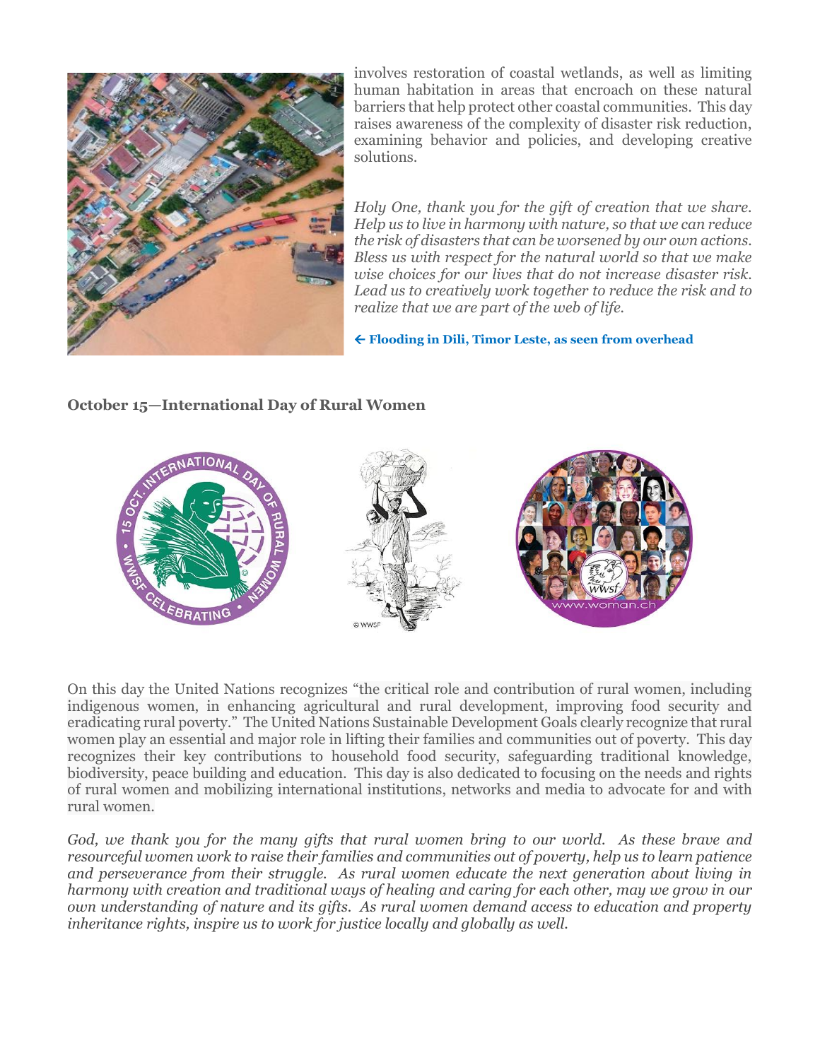involves restoration of coastal wetlands, as well as limiting human habitation in areas that encroach on these natural barriers that help protect other coastal communities. This day raises awareness of the complexity of disaster risk reduction, examining behavior and policies, and developing creative solutions.

*Holy One, thank you for the gift of creation that we share. Help us to live in harmony with nature, so that we can reduce the risk of disasters that can be worsened by our own actions. Bless us with respect for the natural world so that we make wise choices for our lives that do not increase disaster risk. Lead us to creatively work together to reduce the risk and to realize that we are part of the web of life.*

**← Flooding in Dili, Timor Leste, as seen from overhead**

### October 15—International Day of Rural Women

On this day the United Nations recognizes "the critical role and contribution of rural women, including indigenous women, in enhancing agricultural and rural development, improving food security and eradicating rural poverty." The United Nations Sustainable Development Goals clearly recognize that rural women play an essential and major role in lifting their families and communities out of poverty. This day recognizes their key contributions to household food security, safeguarding traditional knowledge, biodiversity, peace building and education. This day is also dedicated to focusing on the needs and rights of rural women and mobilizing international institutions, networks and media to advocate for and with rural women.

*God, we thank you for the many gifts that rural women bring to our world. As these brave and resourceful women work to raise their families and communities out of poverty, help us to learn patience and perseverance from their struggle. As rural women educate the next generation about living in harmony with creation and traditional ways of healing and caring for each other, may we grow in our own understanding of nature and its gifts. As rural women demand access to education and property inheritance rights, inspire us to work for justice locally and globally as well.*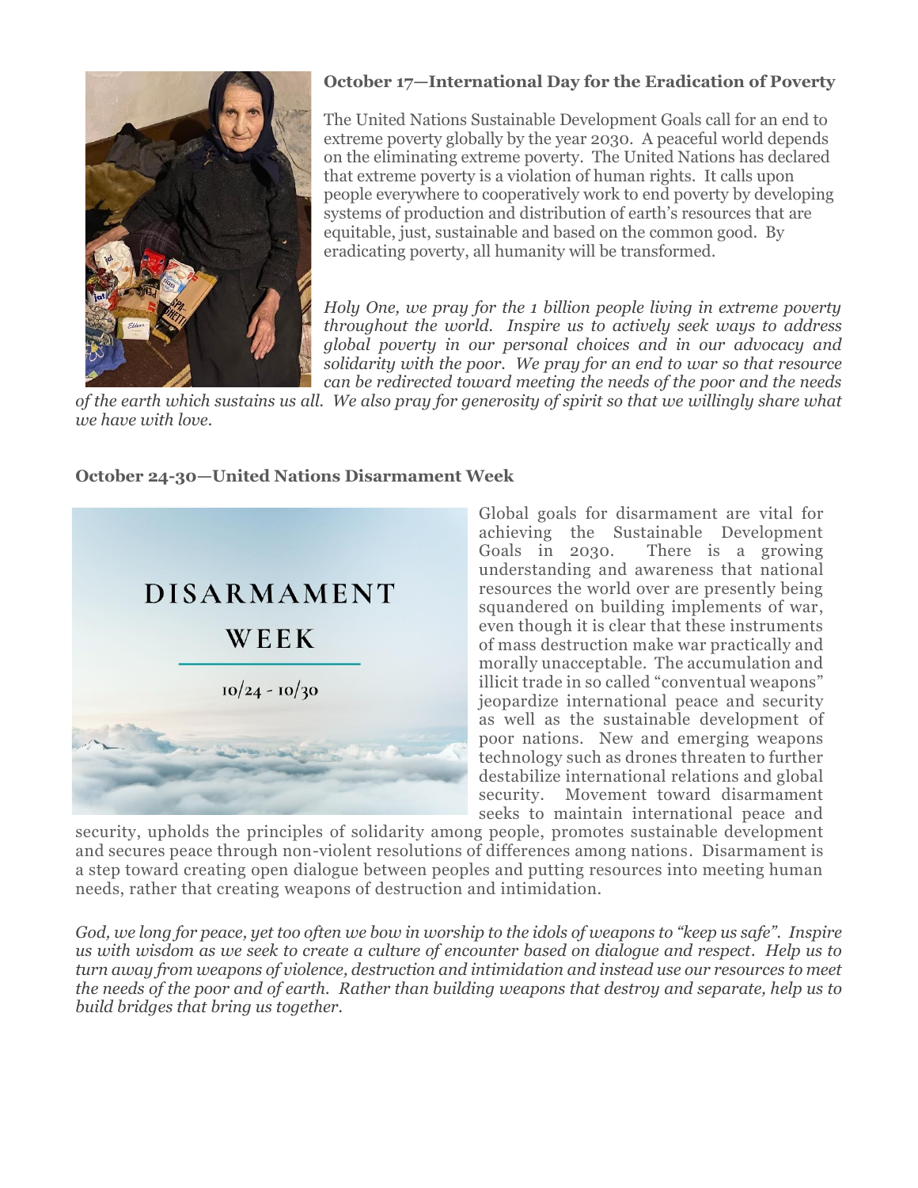**October 17—International Day for the Eradication of Poverty**

The United Nations Sustainable Development Goals call for an end to extreme poverty globally by the year 2030. A peaceful world depends on the eliminating extreme poverty. The United Nations has declared that extreme poverty is a violation of human rights. It calls upon people everywhere to cooperatively work to end poverty by developing systems of production and distribution of earth's resources that are equitable, just, sustainable and based on the common good. By eradicating poverty, all humanity will be transformed.

*Holy One, we pray for the 1 billion people living in extreme poverty throughout the world. Inspire us to actively seek ways to address global poverty in our personal choices and in our advocacy and solidarity with the poor. We pray for an end to war so that resource can be redirected toward meeting the needs of the poor and the needs of the earth which sustains us all. We also pray for generosity of spirit so that we willingly share what we have with love.*

**October 24-30—United Nations Disarmament Week**

Global goals for disarmament are vital for achieving the Sustainable Development Goals in 2030. There is a growing understanding and awareness that national resources the world over are presently being squandered on building implements of war, even though it is clear that these instruments of mass destruction make war practically and morally unacceptable. The accumulation and illicit trade in so called "conventual weapons" jeopardize international peace and security as well as the sustainable development of poor nations. New and emerging weapons technology such as drones threaten to further destabilize international relations and global security. Movement toward disarmament seeks to maintain international peace and security, upholds the principles of solidarity among people, promotes sustainable development and secures peace through non-violent resolutions of differences among nations. Disarmament is a step toward creating open dialogue between peoples and putting resources into meeting human needs, rather that creating weapons of destruction and intimidation.

*God, we long for peace, yet too often we bow in worship to the idols of weapons to "keep us safe". Inspire us with wisdom as we seek to create a culture of encounter based on dialogue and respect. Help us to turn away from weapons of violence, destruction and intimidation and instead use our resources to meet the needs of the poor and of earth. Rather than building weapons that destroy and separate, help us to build bridges that bring us together.*